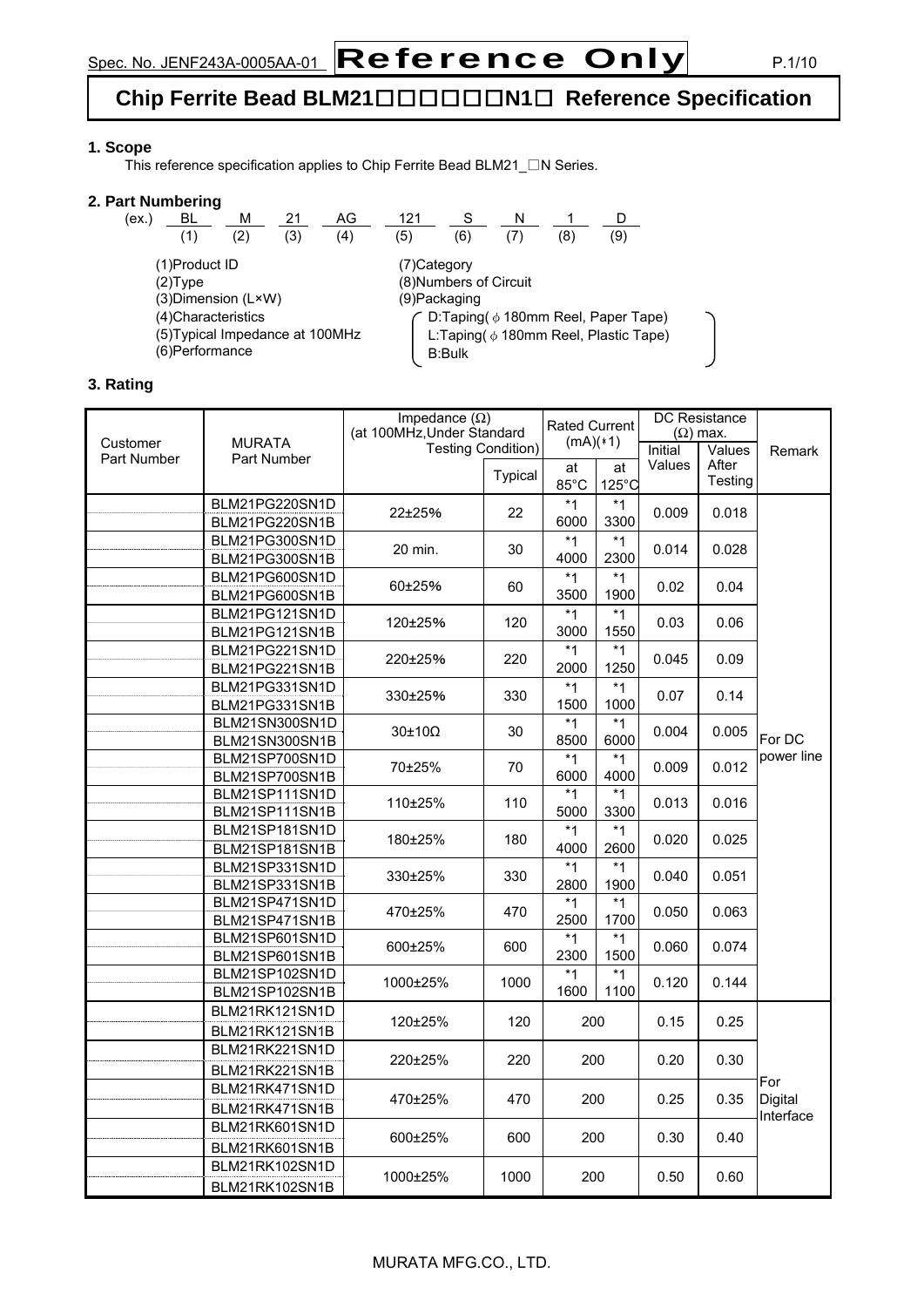Spec. No. JENF243A-0005AA-01 **Reference Only**

# Chip Ferrite Bead BLM21□□□□□□N1□ Reference Specification

## 1. Scope

This reference specification applies to Chip Ferrite Bead BLM21_□N Series.

## 2. Part Numbering

| (ex.) | BL | M | 21 | AG | 121 | S | N | 1 | D |
|---|---|---|---|---|---|---|---|---|---|
| | (1) | (2) | (3) | (4) | (5) | (6) | (7) | (8) | (9) |

(1)Product ID
(2)Type
(3)Dimension (L×W)
(4)Characteristics
(5)Typical Impedance at 100MHz
(6)Performance
(7)Category
(8)Numbers of Circuit
(9)Packaging
- D:Taping( φ 180mm Reel, Paper Tape)
- L:Taping( φ 180mm Reel, Plastic Tape)
- B:Bulk

## 3. Rating

| Customer Part Number | MURATA Part Number | Impedance (Ω) (at 100MHz,Under Standard Testing Condition) | | Rated Current (mA)(*1) | | DC Resistance (Ω) max. | | Remark |
|---|---|---|---|---|---|---|---|---|
| | | | Typical | at 85°C | at 125°C | Initial Values | Values After Testing | |
| | BLM21PG220SN1D<br>BLM21PG220SN1B | 22±25% | 22 | *1 6000 | *1 3300 | 0.009 | 0.018 | For DC power line |
| | BLM21PG300SN1D<br>BLM21PG300SN1B | 20 min. | 30 | *1 4000 | *1 2300 | 0.014 | 0.028 | For DC power line |
| | BLM21PG600SN1D<br>BLM21PG600SN1B | 60±25% | 60 | *1 3500 | *1 1900 | 0.02 | 0.04 | For DC power line |
| | BLM21PG121SN1D<br>BLM21PG121SN1B | 120±25% | 120 | *1 3000 | *1 1550 | 0.03 | 0.06 | For DC power line |
| | BLM21PG221SN1D<br>BLM21PG221SN1B | 220±25% | 220 | *1 2000 | *1 1250 | 0.045 | 0.09 | For DC power line |
| | BLM21PG331SN1D<br>BLM21PG331SN1B | 330±25% | 330 | *1 1500 | *1 1000 | 0.07 | 0.14 | For DC power line |
| | BLM21SN300SN1D<br>BLM21SN300SN1B | 30±10Ω | 30 | *1 8500 | *1 6000 | 0.004 | 0.005 | For DC power line |
| | BLM21SP700SN1D<br>BLM21SP700SN1B | 70±25% | 70 | *1 6000 | *1 4000 | 0.009 | 0.012 | For DC power line |
| | BLM21SP111SN1D<br>BLM21SP111SN1B | 110±25% | 110 | *1 5000 | *1 3300 | 0.013 | 0.016 | For DC power line |
| | BLM21SP181SN1D<br>BLM21SP181SN1B | 180±25% | 180 | *1 4000 | *1 2600 | 0.020 | 0.025 | For DC power line |
| | BLM21SP331SN1D<br>BLM21SP331SN1B | 330±25% | 330 | *1 2800 | *1 1900 | 0.040 | 0.051 | For DC power line |
| | BLM21SP471SN1D<br>BLM21SP471SN1B | 470±25% | 470 | *1 2500 | *1 1700 | 0.050 | 0.063 | For DC power line |
| | BLM21SP601SN1D<br>BLM21SP601SN1B | 600±25% | 600 | *1 2300 | *1 1500 | 0.060 | 0.074 | For DC power line |
| | BLM21SP102SN1D<br>BLM21SP102SN1B | 1000±25% | 1000 | *1 1600 | *1 1100 | 0.120 | 0.144 | For DC power line |
| | BLM21RK121SN1D<br>BLM21RK121SN1B | 120±25% | 120 | 200 | | 0.15 | 0.25 | For Digital Interface |
| | BLM21RK221SN1D<br>BLM21RK221SN1B | 220±25% | 220 | 200 | | 0.20 | 0.30 | For Digital Interface |
| | BLM21RK471SN1D<br>BLM21RK471SN1B | 470±25% | 470 | 200 | | 0.25 | 0.35 | For Digital Interface |
| | BLM21RK601SN1D<br>BLM21RK601SN1B | 600±25% | 600 | 200 | | 0.30 | 0.40 | For Digital Interface |
| | BLM21RK102SN1D<br>BLM21RK102SN1B | 1000±25% | 1000 | 200 | | 0.50 | 0.60 | For Digital Interface |

MURATA MFG.CO., LTD.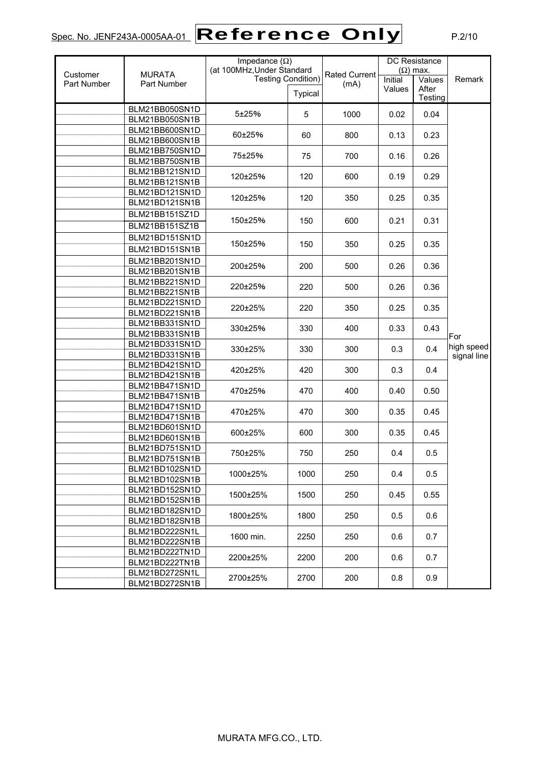| Customer Part Number | MURATA Part Number | Impedance (Ω) (at 100MHz,Under Standard Testing Condition) | | Rated Current (mA) | DC Resistance (Ω) max. | | Remark |
|---|---|---|---|---|---|---|---|
| | | | Typical | | Initial Values | Values After Testing | |
| | BLM21BB050SN1D<br>BLM21BB050SN1B | 5±25% | 5 | 1000 | 0.02 | 0.04 | For high speed signal line |
| | BLM21BB600SN1D<br>BLM21BB600SN1B | 60±25% | 60 | 800 | 0.13 | 0.23 | |
| | BLM21BB750SN1D<br>BLM21BB750SN1B | 75±25% | 75 | 700 | 0.16 | 0.26 | |
| | BLM21BB121SN1D<br>BLM21BB121SN1B | 120±25% | 120 | 600 | 0.19 | 0.29 | |
| | BLM21BD121SN1D<br>BLM21BD121SN1B | 120±25% | 120 | 350 | 0.25 | 0.35 | |
| | BLM21BB151SZ1D<br>BLM21BB151SZ1B | 150±25% | 150 | 600 | 0.21 | 0.31 | |
| | BLM21BD151SN1D<br>BLM21BD151SN1B | 150±25% | 150 | 350 | 0.25 | 0.35 | |
| | BLM21BB201SN1D<br>BLM21BB201SN1B | 200±25% | 200 | 500 | 0.26 | 0.36 | |
| | BLM21BB221SN1D<br>BLM21BB221SN1B | 220±25% | 220 | 500 | 0.26 | 0.36 | |
| | BLM21BD221SN1D<br>BLM21BD221SN1B | 220±25% | 220 | 350 | 0.25 | 0.35 | |
| | BLM21BB331SN1D<br>BLM21BB331SN1B | 330±25% | 330 | 400 | 0.33 | 0.43 | |
| | BLM21BD331SN1D<br>BLM21BD331SN1B | 330±25% | 330 | 300 | 0.3 | 0.4 | |
| | BLM21BD421SN1D<br>BLM21BD421SN1B | 420±25% | 420 | 300 | 0.3 | 0.4 | |
| | BLM21BB471SN1D<br>BLM21BB471SN1B | 470±25% | 470 | 400 | 0.40 | 0.50 | |
| | BLM21BD471SN1D<br>BLM21BD471SN1B | 470±25% | 470 | 300 | 0.35 | 0.45 | |
| | BLM21BD601SN1D<br>BLM21BD601SN1B | 600±25% | 600 | 300 | 0.35 | 0.45 | |
| | BLM21BD751SN1D<br>BLM21BD751SN1B | 750±25% | 750 | 250 | 0.4 | 0.5 | |
| | BLM21BD102SN1D<br>BLM21BD102SN1B | 1000±25% | 1000 | 250 | 0.4 | 0.5 | |
| | BLM21BD152SN1D<br>BLM21BD152SN1B | 1500±25% | 1500 | 250 | 0.45 | 0.55 | |
| | BLM21BD182SN1D<br>BLM21BD182SN1B | 1800±25% | 1800 | 250 | 0.5 | 0.6 | |
| | BLM21BD222SN1L<br>BLM21BD222SN1B | 1600 min. | 2250 | 250 | 0.6 | 0.7 | |
| | BLM21BD222TN1D<br>BLM21BD222TN1B | 2200±25% | 2200 | 200 | 0.6 | 0.7 | |
| | BLM21BD272SN1L<br>BLM21BD272SN1B | 2700±25% | 2700 | 200 | 0.8 | 0.9 | |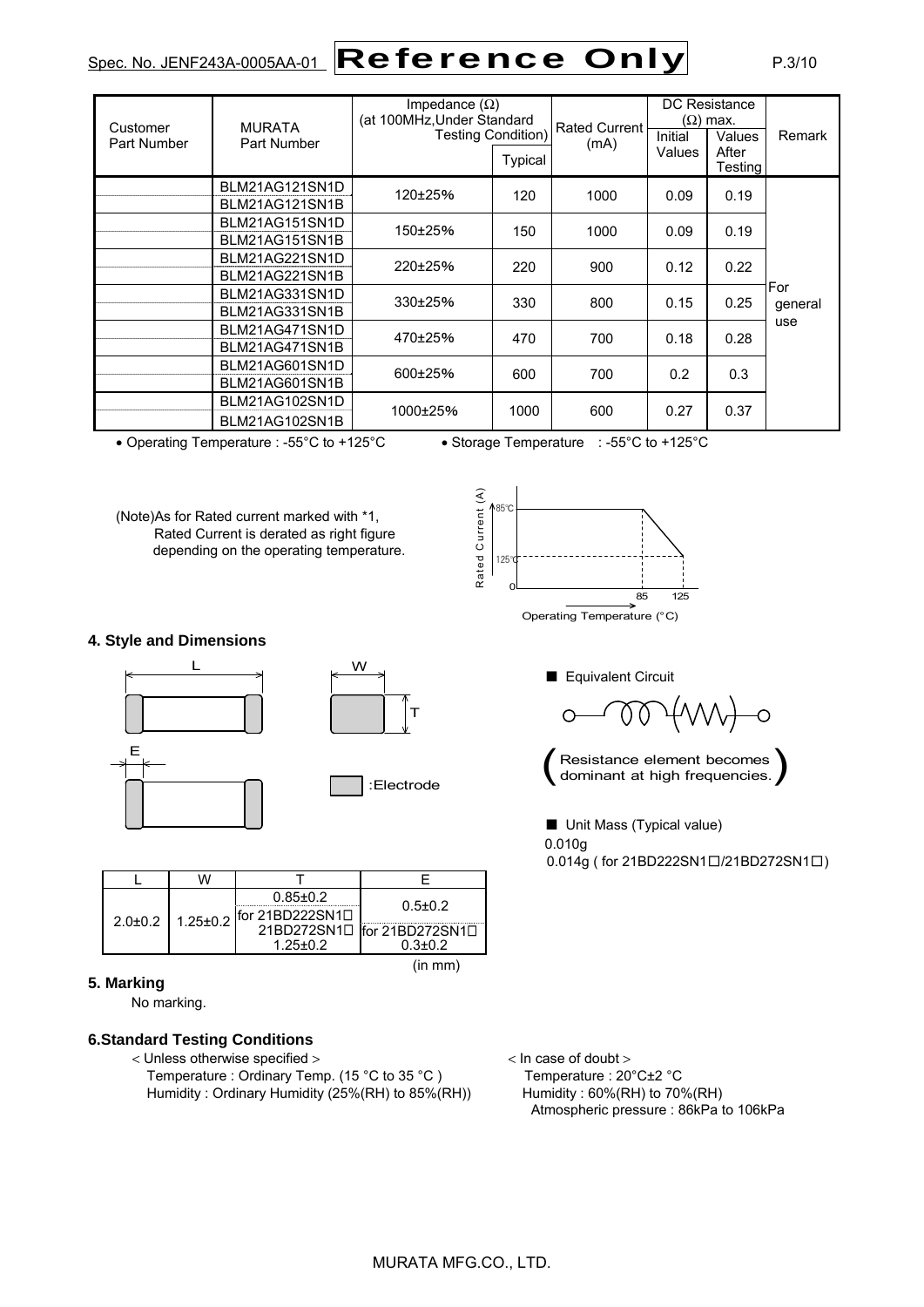| Customer Part Number | MURATA Part Number | Impedance (Ω) (at 100MHz,Under Standard Testing Condition) | Typical | Rated Current (mA) | DC Resistance (Ω) max. Initial Values | Values After Testing | Remark |
|---|---|---|---|---|---|---|---|
| | BLM21AG121SN1D | 120±25% | 120 | 1000 | 0.09 | 0.19 | For general use |
| | BLM21AG121SN1B | | | | | | |
| | BLM21AG151SN1D | 150±25% | 150 | 1000 | 0.09 | 0.19 | |
| | BLM21AG151SN1B | | | | | | |
| | BLM21AG221SN1D | 220±25% | 220 | 900 | 0.12 | 0.22 | |
| | BLM21AG221SN1B | | | | | | |
| | BLM21AG331SN1D | 330±25% | 330 | 800 | 0.15 | 0.25 | |
| | BLM21AG331SN1B | | | | | | |
| | BLM21AG471SN1D | 470±25% | 470 | 700 | 0.18 | 0.28 | |
| | BLM21AG471SN1B | | | | | | |
| | BLM21AG601SN1D | 600±25% | 600 | 700 | 0.2 | 0.3 | |
| | BLM21AG601SN1B | | | | | | |
| | BLM21AG102SN1D | 1000±25% | 1000 | 600 | 0.27 | 0.37 | |
| | BLM21AG102SN1B | | | | | | |

- Operating Temperature : -55°C to +125°C
- Storage Temperature : -55°C to +125°C

(Note)As for Rated current marked with *1,
Rated Current is derated as right figure
depending on the operating temperature.

Rated Current (A) / 85°C / 125°C / 0 / 85 / 125 / Operating Temperature (°C)

## 4. Style and Dimensions

L, W, T, E, :Electrode

■ Equivalent Circuit

(Resistance element becomes dominant at high frequencies.)

■ Unit Mass (Typical value)
0.010g
0.014g ( for 21BD222SN1□/21BD272SN1□)

| L | W | T | E |
|---|---|---|---|
| 2.0±0.2 | 1.25±0.2 | 0.85±0.2 | 0.5±0.2 |
| | | for 21BD222SN1□ 21BD272SN1□ 1.25±0.2 | for 21BD272SN1□ 0.3±0.2 |

(in mm)

## 5. Marking

No marking.

## 6.Standard Testing Conditions

< Unless otherwise specified >
Temperature : Ordinary Temp. (15 °C to 35 °C )
Humidity : Ordinary Humidity (25%(RH) to 85%(RH))

< In case of doubt >
Temperature : 20°C±2 °C
Humidity : 60%(RH) to 70%(RH)
Atmospheric pressure : 86kPa to 106kPa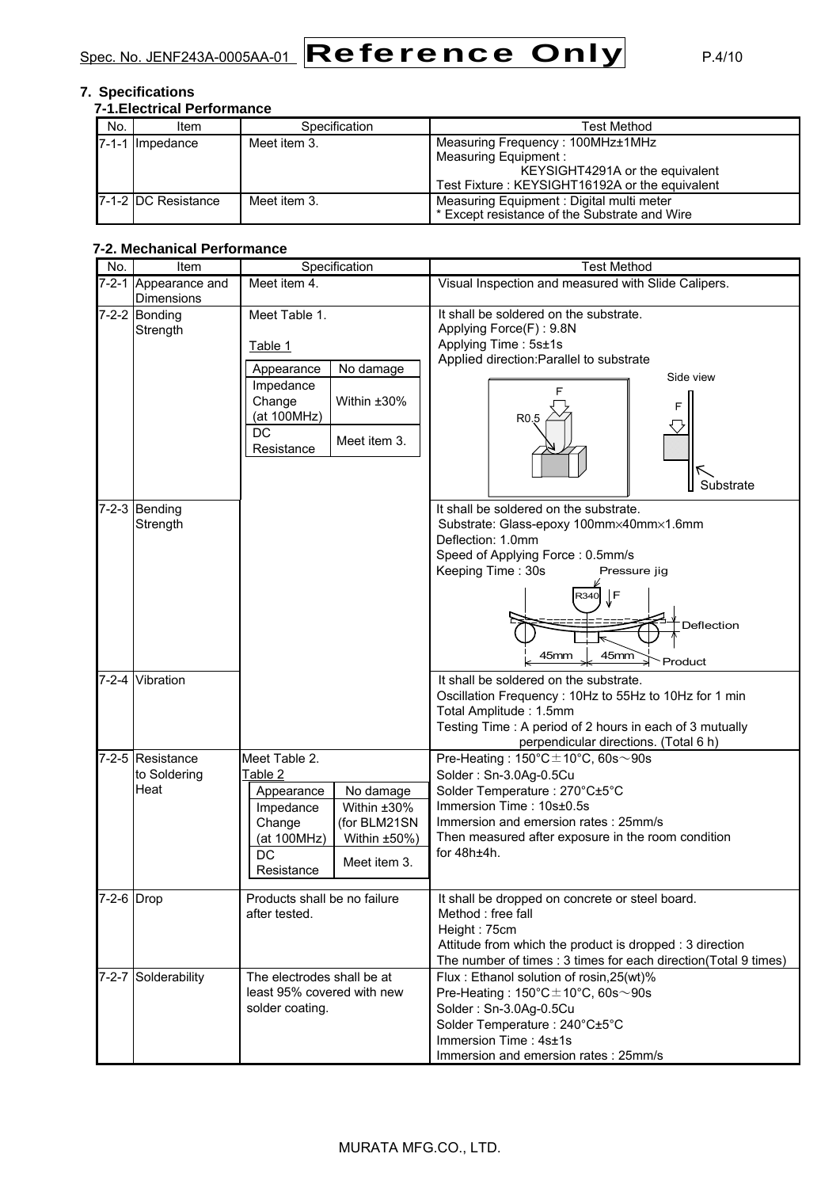## 7. Specifications

### 7-1.Electrical Performance

| No. | Item | Specification | Test Method |
|---|---|---|---|
| 7-1-1 | Impedance | Meet item 3. | Measuring Frequency : 100MHz±1MHz<br>Measuring Equipment :<br>KEYSIGHT4291A or the equivalent<br>Test Fixture : KEYSIGHT16192A or the equivalent |
| 7-1-2 | DC Resistance | Meet item 3. | Measuring Equipment : Digital multi meter<br>* Except resistance of the Substrate and Wire |

### 7-2. Mechanical Performance

| No. | Item | Specification | Test Method |
|---|---|---|---|
| 7-2-1 | Appearance and Dimensions | Meet item 4. | Visual Inspection and measured with Slide Calipers. |
| 7-2-2 | Bonding Strength | Meet Table 1.<br><br>Table 1<br>Appearance: No damage<br>Impedance Change (at 100MHz): Within ±30%<br>DC Resistance: Meet item 3. | It shall be soldered on the substrate.<br>Applying Force(F) : 9.8N<br>Applying Time : 5s±1s<br>Applied direction:Parallel to substrate<br>(Figure: F, R0.5, Side view, F, Substrate) |
| 7-2-3 | Bending Strength | | It shall be soldered on the substrate.<br>Substrate: Glass-epoxy 100mm×40mm×1.6mm<br>Deflection: 1.0mm<br>Speed of Applying Force : 0.5mm/s<br>Keeping Time : 30s<br>(Figure: Pressure jig, R340, F, Deflection, 45mm, 45mm, Product) |
| 7-2-4 | Vibration | | It shall be soldered on the substrate.<br>Oscillation Frequency : 10Hz to 55Hz to 10Hz for 1 min<br>Total Amplitude : 1.5mm<br>Testing Time : A period of 2 hours in each of 3 mutually perpendicular directions. (Total 6 h) |
| 7-2-5 | Resistance to Soldering Heat | Meet Table 2.<br>Table 2<br>Appearance: No damage<br>Impedance Change (at 100MHz): Within ±30% (for BLM21SN Within ±50%)<br>DC Resistance: Meet item 3. | Pre-Heating : 150°C±10°C, 60s～90s<br>Solder : Sn-3.0Ag-0.5Cu<br>Solder Temperature : 270°C±5°C<br>Immersion Time : 10s±0.5s<br>Immersion and emersion rates : 25mm/s<br>Then measured after exposure in the room condition for 48h±4h. |
| 7-2-6 | Drop | Products shall be no failure after tested. | It shall be dropped on concrete or steel board.<br>Method : free fall<br>Height : 75cm<br>Attitude from which the product is dropped : 3 direction<br>The number of times : 3 times for each direction(Total 9 times) |
| 7-2-7 | Solderability | The electrodes shall be at least 95% covered with new solder coating. | Flux : Ethanol solution of rosin,25(wt)%<br>Pre-Heating : 150°C±10°C, 60s～90s<br>Solder : Sn-3.0Ag-0.5Cu<br>Solder Temperature : 240°C±5°C<br>Immersion Time : 4s±1s<br>Immersion and emersion rates : 25mm/s |

MURATA MFG.CO., LTD.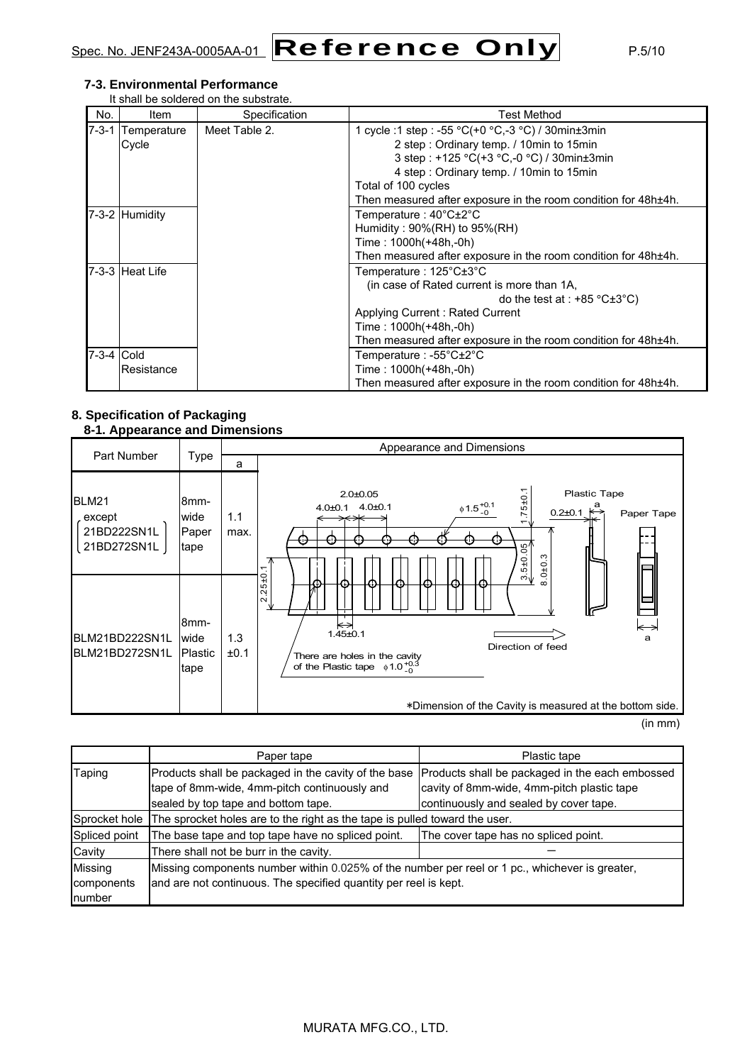### 7-3. Environmental Performance

It shall be soldered on the substrate.

| No. | Item | Specification | Test Method |
|---|---|---|---|
| 7-3-1 | Temperature Cycle | Meet Table 2. | 1 cycle :1 step : -55 °C(+0 °C,-3 °C) / 30min±3min<br>2 step : Ordinary temp. / 10min to 15min<br>3 step : +125 °C(+3 °C,-0 °C) / 30min±3min<br>4 step : Ordinary temp. / 10min to 15min<br>Total of 100 cycles<br>Then measured after exposure in the room condition for 48h±4h. |
| 7-3-2 | Humidity | | Temperature : 40°C±2°C<br>Humidity : 90%(RH) to 95%(RH)<br>Time : 1000h(+48h,-0h)<br>Then measured after exposure in the room condition for 48h±4h. |
| 7-3-3 | Heat Life | | Temperature : 125°C±3°C<br>(in case of Rated current is more than 1A, do the test at : +85 °C±3°C)<br>Applying Current : Rated Current<br>Time : 1000h(+48h,-0h)<br>Then measured after exposure in the room condition for 48h±4h. |
| 7-3-4 | Cold Resistance | | Temperature : -55°C±2°C<br>Time : 1000h(+48h,-0h)<br>Then measured after exposure in the room condition for 48h±4h. |

## 8. Specification of Packaging

### 8-1. Appearance and Dimensions

| Part Number | Type | a | Appearance and Dimensions |
|---|---|---|---|
| BLM21 except (21BD222SN1L, 21BD272SN1L) | 8mm-wide Paper tape | 1.1 max. | 2.0±0.05; 4.0±0.1; 4.0±0.1; $\phi 1.5^{+0.1}_{-0}$; 1.75±0.1; 3.5±0.05; 8.0±0.3; 2.25±0.1; 1.45±0.1; Plastic Tape; 0.2±0.1; Paper Tape; Direction of feed |
| BLM21BD222SN1L BLM21BD272SN1L | 8mm-wide Plastic tape | 1.3 ±0.1 | There are holes in the cavity of the Plastic tape $\phi 1.0^{+0.3}_{-0}$ |

*Dimension of the Cavity is measured at the bottom side.

(in mm)

| | Paper tape | Plastic tape |
|---|---|---|
| Taping | Products shall be packaged in the cavity of the base tape of 8mm-wide, 4mm-pitch continuously and sealed by top tape and bottom tape. | Products shall be packaged in the each embossed cavity of 8mm-wide, 4mm-pitch plastic tape continuously and sealed by cover tape. |
| Sprocket hole | The sprocket holes are to the right as the tape is pulled toward the user. | |
| Spliced point | The base tape and top tape have no spliced point. | The cover tape has no spliced point. |
| Cavity | There shall not be burr in the cavity. | — |
| Missing components number | Missing components number within 0.025% of the number per reel or 1 pc., whichever is greater, and are not continuous. The specified quantity per reel is kept. | |

MURATA MFG.CO., LTD.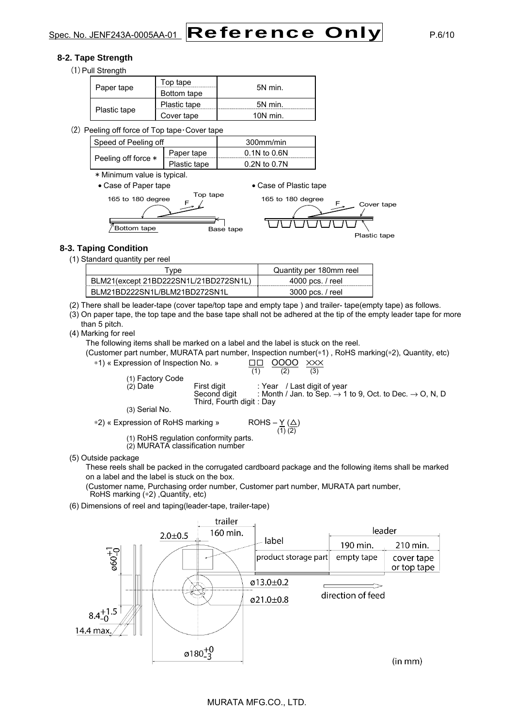### 8-2. Tape Strength

(1) Pull Strength

| | | |
|---|---|---|
| Paper tape | Top tape | 5N min. |
| | Bottom tape | |
| Plastic tape | Plastic tape | 5N min. |
| | Cover tape | 10N min. |

(2) Peeling off force of Top tape・Cover tape

| | | |
|---|---|---|
| Speed of Peeling off | | 300mm/min |
| Peeling off force ∗ | Paper tape | 0.1N to 0.6N |
| | Plastic tape | 0.2N to 0.7N |

∗ Minimum value is typical.

- Case of Paper tape
- Case of Plastic tape

165 to 180 degree F Top tape Bottom tape Base tape

165 to 180 degree F Cover tape Plastic tape

### 8-3. Taping Condition

(1) Standard quantity per reel

| Type | Quantity per 180mm reel |
|---|---|
| BLM21(except 21BD222SN1L/21BD272SN1L) | 4000 pcs. / reel |
| BLM21BD222SN1L/BLM21BD272SN1L | 3000 pcs. / reel |

(2) There shall be leader-tape (cover tape/top tape and empty tape ) and trailer- tape(empty tape) as follows.

(3) On paper tape, the top tape and the base tape shall not be adhered at the tip of the empty leader tape for more than 5 pitch.

(4) Marking for reel

The following items shall be marked on a label and the label is stuck on the reel.

(Customer part number, MURATA part number, Inspection number(∗1) , RoHS marking(∗2), Quantity, etc)

∗1) « Expression of Inspection No. » □□ (1) OOOO (2) ××× (3)

(1) Factory Code
(2) Date
First digit : Year / Last digit of year
Second digit : Month / Jan. to Sep. → 1 to 9, Oct. to Dec. → O, N, D
Third, Fourth digit : Day
(3) Serial No.

∗2) « Expression of RoHS marking » ROHS – Y (1) (△) (2)

(1) RoHS regulation conformity parts.
(2) MURATA classification number

(5) Outside package

These reels shall be packed in the corrugated cardboard package and the following items shall be marked on a label and the label is stuck on the box.

(Customer name, Purchasing order number, Customer part number, MURATA part number, RoHS marking (∗2) ,Quantity, etc)

(6) Dimensions of reel and taping(leader-tape, trailer-tape)

trailer 160 min. | label | product storage part | leader: empty tape 190 min. | cover tape or top tape 210 min.

direction of feed

2.0±0.5 ; ø60$^{+1}_{-0}$ ; ø13.0±0.2 ; ø21.0±0.8 ; 8.4$^{+1.5}_{-0}$ ; 14.4 max. ; ø180$^{+0}_{-3}$

(in mm)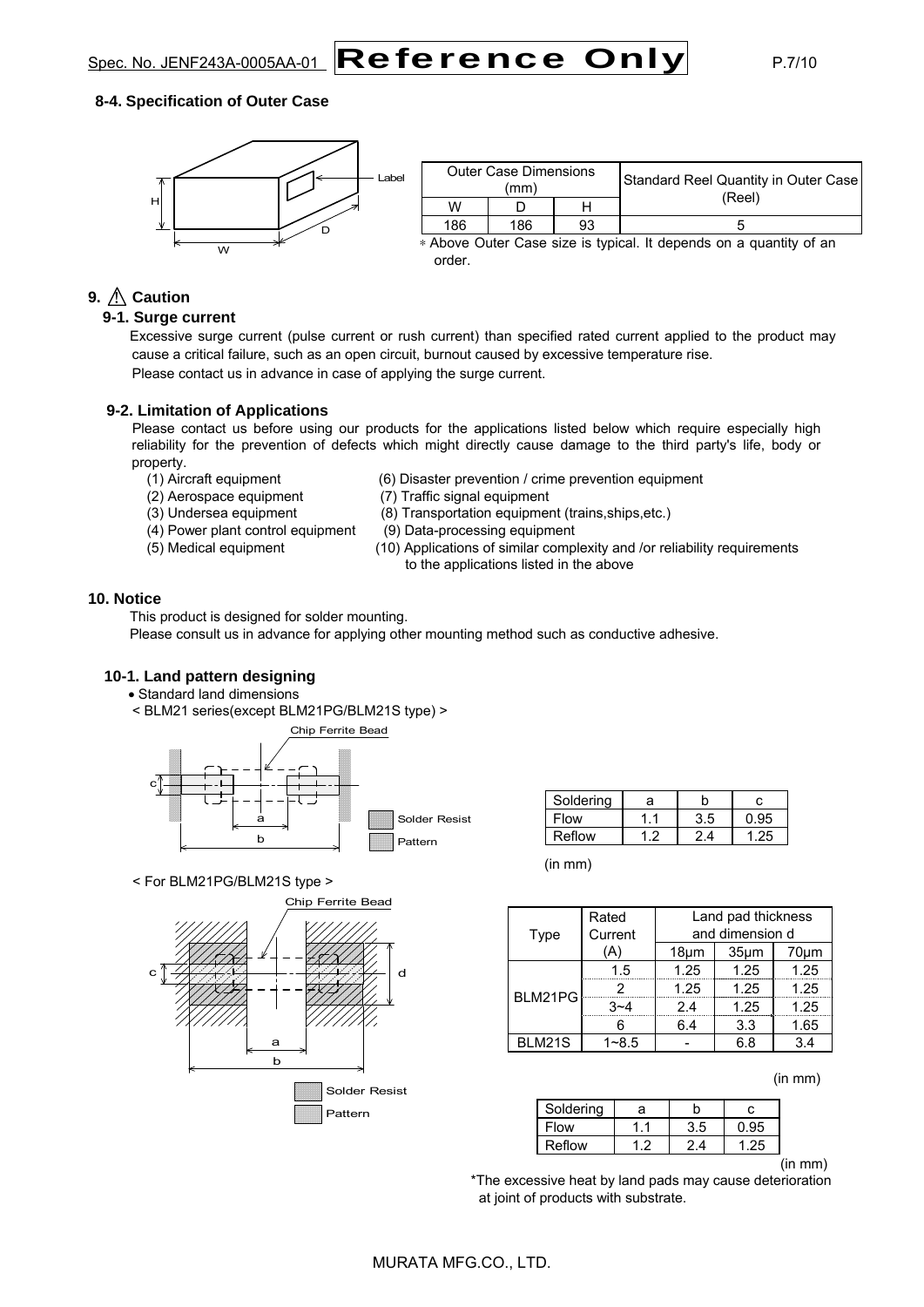### 8-4. Specification of Outer Case

| Outer Case Dimensions (mm) | | | Standard Reel Quantity in Outer Case (Reel) |
|---|---|---|---|
| W | D | H | |
| 186 | 186 | 93 | 5 |

∗ Above Outer Case size is typical. It depends on a quantity of an order.

## 9. ⚠ Caution

### 9-1. Surge current

Excessive surge current (pulse current or rush current) than specified rated current applied to the product may cause a critical failure, such as an open circuit, burnout caused by excessive temperature rise.
Please contact us in advance in case of applying the surge current.

### 9-2. Limitation of Applications

Please contact us before using our products for the applications listed below which require especially high reliability for the prevention of defects which might directly cause damage to the third party's life, body or property.

(1) Aircraft equipment
(2) Aerospace equipment
(3) Undersea equipment
(4) Power plant control equipment
(5) Medical equipment
(6) Disaster prevention / crime prevention equipment
(7) Traffic signal equipment
(8) Transportation equipment (trains,ships,etc.)
(9) Data-processing equipment
(10) Applications of similar complexity and /or reliability requirements to the applications listed in the above

## 10. Notice

This product is designed for solder mounting.
Please consult us in advance for applying other mounting method such as conductive adhesive.

### 10-1. Land pattern designing

- Standard land dimensions

< BLM21 series(except BLM21PG/BLM21S type) >

| Soldering | a | b | c |
|---|---|---|---|
| Flow | 1.1 | 3.5 | 0.95 |
| Reflow | 1.2 | 2.4 | 1.25 |

(in mm)

< For BLM21PG/BLM21S type >

| Type | Rated Current (A) | Land pad thickness and dimension d | | |
|---|---|---|---|---|
| | | 18μm | 35μm | 70μm |
| BLM21PG | 1.5 | 1.25 | 1.25 | 1.25 |
| | 2 | 1.25 | 1.25 | 1.25 |
| | 3~4 | 2.4 | 1.25 | 1.25 |
| | 6 | 6.4 | 3.3 | 1.65 |
| BLM21S | 1~8.5 | - | 6.8 | 3.4 |

(in mm)

| Soldering | a | b | c |
|---|---|---|---|
| Flow | 1.1 | 3.5 | 0.95 |
| Reflow | 1.2 | 2.4 | 1.25 |

(in mm)

*The excessive heat by land pads may cause deterioration at joint of products with substrate.

MURATA MFG.CO., LTD.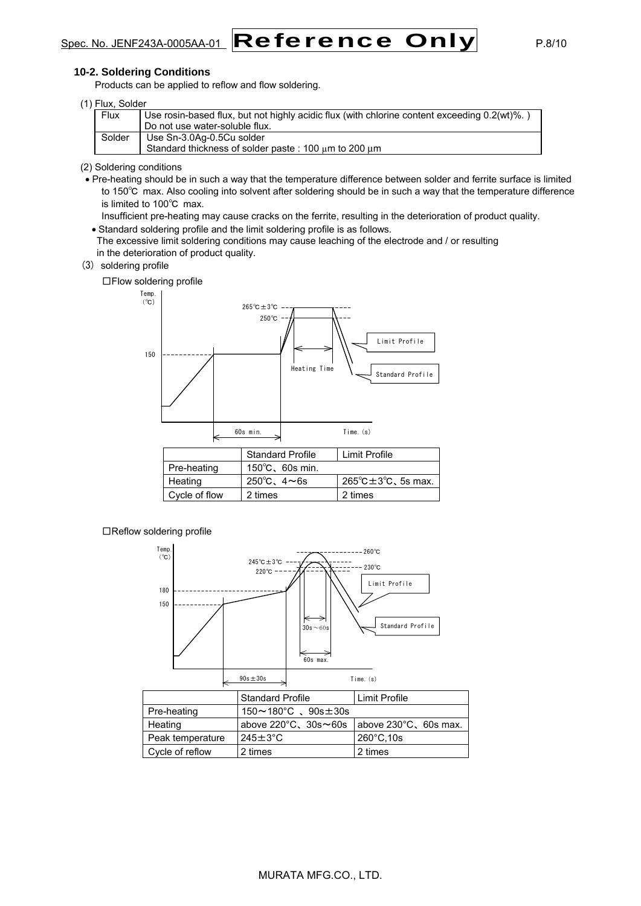## 10-2. Soldering Conditions

Products can be applied to reflow and flow soldering.

(1) Flux, Solder

| Flux | Use rosin-based flux, but not highly acidic flux (with chlorine content exceeding 0.2(wt)%. )<br>Do not use water-soluble flux. |
|---|---|
| Solder | Use Sn-3.0Ag-0.5Cu solder<br>Standard thickness of solder paste : 100 μm to 200 μm |

(2) Soldering conditions

- Pre-heating should be in such a way that the temperature difference between solder and ferrite surface is limited to 150℃ max. Also cooling into solvent after soldering should be in such a way that the temperature difference is limited to 100℃ max.
  Insufficient pre-heating may cause cracks on the ferrite, resulting in the deterioration of product quality.
- Standard soldering profile and the limit soldering profile is as follows.
  The excessive limit soldering conditions may cause leaching of the electrode and / or resulting in the deterioration of product quality.

(3) soldering profile

□Flow soldering profile

|  | Standard Profile | Limit Profile |
|---|---|---|
| Pre-heating | 150℃、60s min. | |
| Heating | 250℃、4～6s | 265℃±3℃、5s max. |
| Cycle of flow | 2 times | 2 times |

□Reflow soldering profile

|  | Standard Profile | Limit Profile |
|---|---|---|
| Pre-heating | 150～180°C 、90s±30s | |
| Heating | above 220°C、30s～60s | above 230°C、60s max. |
| Peak temperature | 245±3°C | 260°C,10s |
| Cycle of reflow | 2 times | 2 times |

MURATA MFG.CO., LTD.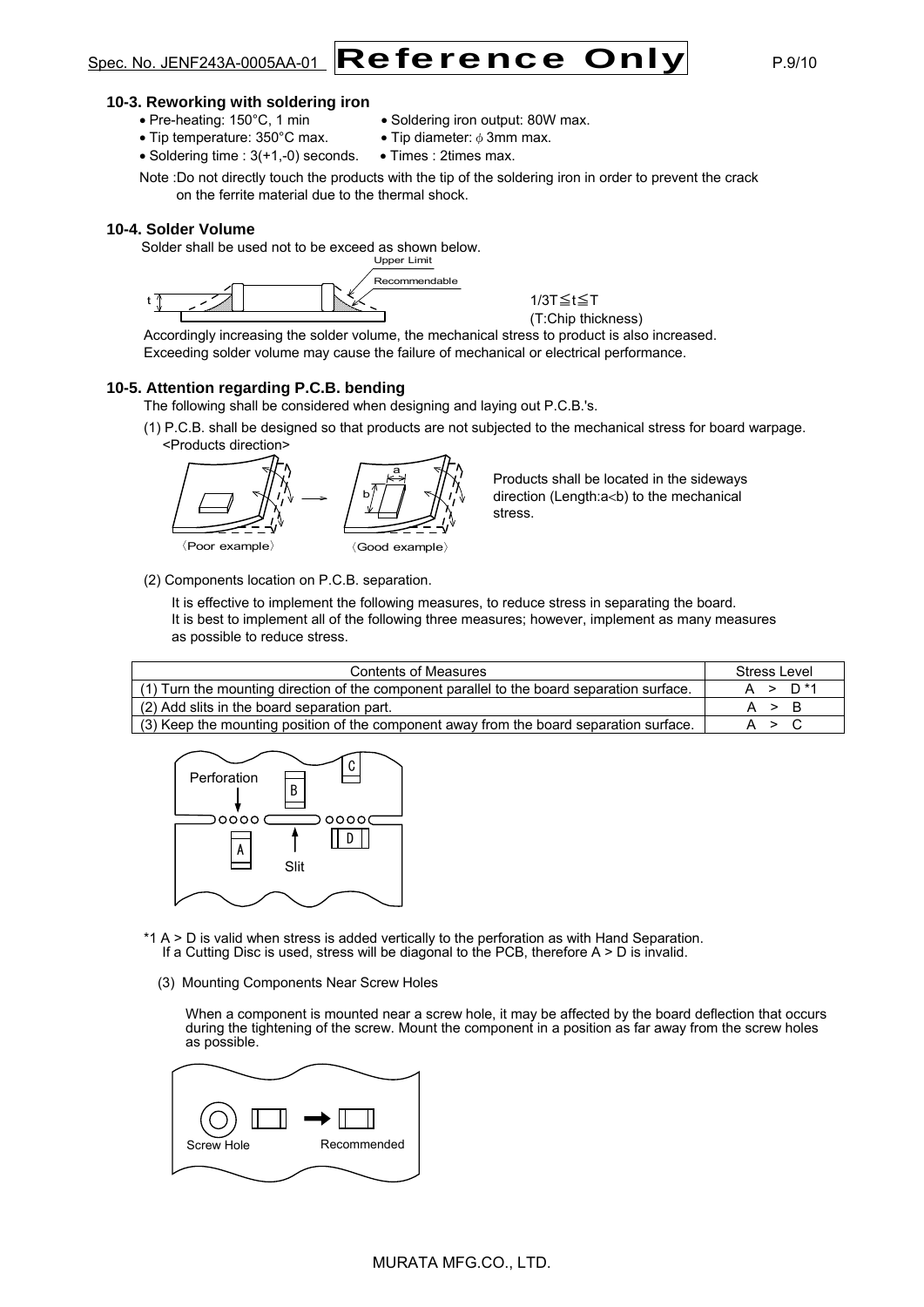### 10-3. Reworking with soldering iron

- Pre-heating: 150°C, 1 min
- Soldering iron output: 80W max.
- Tip temperature: 350°C max.
- Tip diameter: ϕ 3mm max.
- Soldering time : 3(+1,-0) seconds.
- Times : 2times max.

Note :Do not directly touch the products with the tip of the soldering iron in order to prevent the crack on the ferrite material due to the thermal shock.

### 10-4. Solder Volume

Solder shall be used not to be exceed as shown below.

Upper Limit

Recommendable

1/3T≦t≦T
(T:Chip thickness)

Accordingly increasing the solder volume, the mechanical stress to product is also increased. Exceeding solder volume may cause the failure of mechanical or electrical performance.

### 10-5. Attention regarding P.C.B. bending

The following shall be considered when designing and laying out P.C.B.'s.

(1) P.C.B. shall be designed so that products are not subjected to the mechanical stress for board warpage.
<Products direction>

〈Poor example〉 〈Good example〉

Products shall be located in the sideways direction (Length:a<b) to the mechanical stress.

(2) Components location on P.C.B. separation.

It is effective to implement the following measures, to reduce stress in separating the board.
It is best to implement all of the following three measures; however, implement as many measures as possible to reduce stress.

| Contents of Measures | Stress Level |
|---|---|
| (1) Turn the mounting direction of the component parallel to the board separation surface. | A > D *1 |
| (2) Add slits in the board separation part. | A > B |
| (3) Keep the mounting position of the component away from the board separation surface. | A > C |

Perforation

Slit

*1 A > D is valid when stress is added vertically to the perforation as with Hand Separation.
If a Cutting Disc is used, stress will be diagonal to the PCB, therefore A > D is invalid.

(3) Mounting Components Near Screw Holes

When a component is mounted near a screw hole, it may be affected by the board deflection that occurs during the tightening of the screw. Mount the component in a position as far away from the screw holes as possible.

Screw Hole Recommended

MURATA MFG.CO., LTD.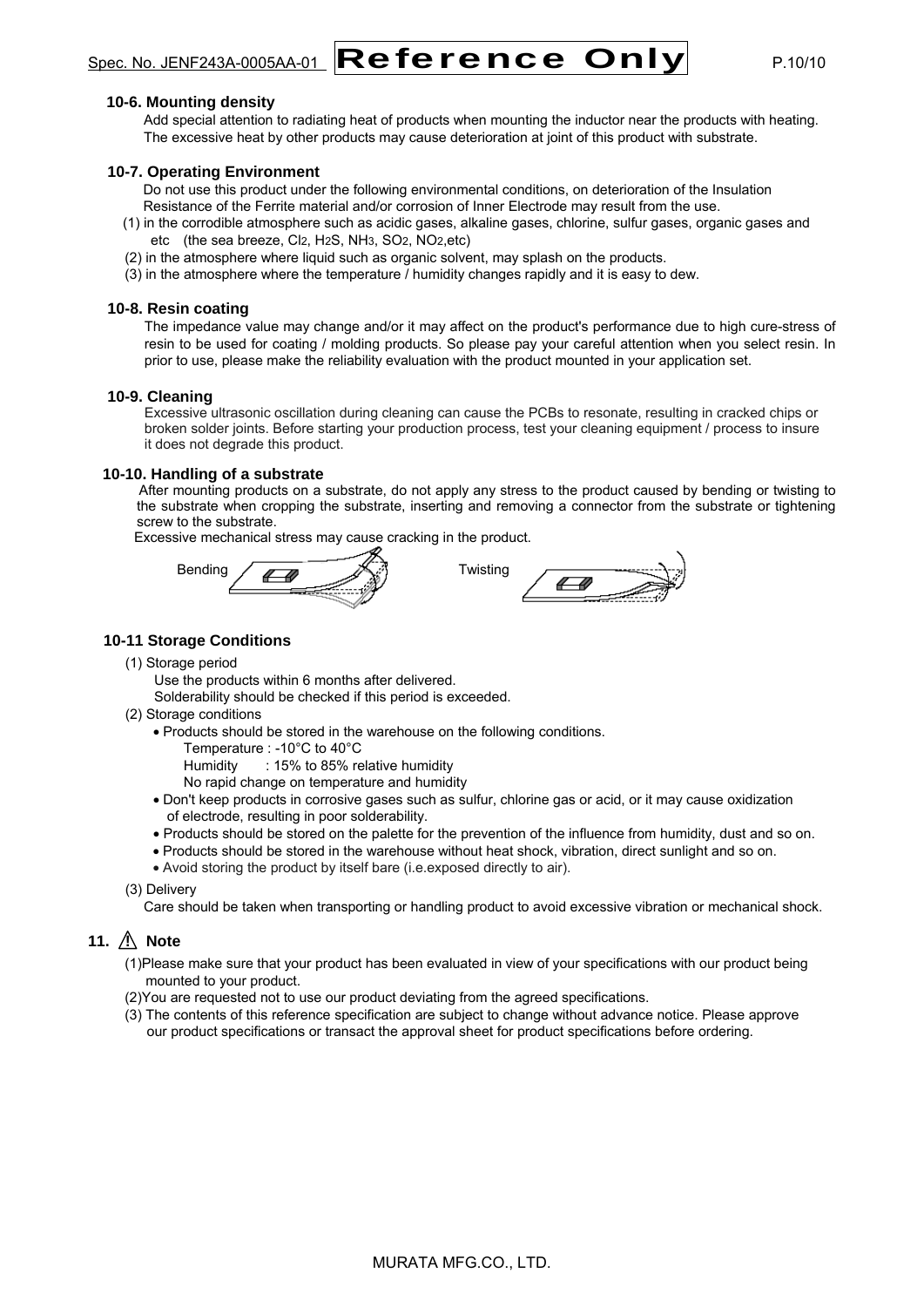### 10-6. Mounting density

Add special attention to radiating heat of products when mounting the inductor near the products with heating. The excessive heat by other products may cause deterioration at joint of this product with substrate.

### 10-7. Operating Environment

Do not use this product under the following environmental conditions, on deterioration of the Insulation Resistance of the Ferrite material and/or corrosion of Inner Electrode may result from the use.

(1) in the corrodible atmosphere such as acidic gases, alkaline gases, chlorine, sulfur gases, organic gases and etc (the sea breeze, $Cl_2$, $H_2S$, $NH_3$, $SO_2$, $NO_2$,etc)

(2) in the atmosphere where liquid such as organic solvent, may splash on the products.

(3) in the atmosphere where the temperature / humidity changes rapidly and it is easy to dew.

### 10-8. Resin coating

The impedance value may change and/or it may affect on the product's performance due to high cure-stress of resin to be used for coating / molding products. So please pay your careful attention when you select resin. In prior to use, please make the reliability evaluation with the product mounted in your application set.

### 10-9. Cleaning

Excessive ultrasonic oscillation during cleaning can cause the PCBs to resonate, resulting in cracked chips or broken solder joints. Before starting your production process, test your cleaning equipment / process to insure it does not degrade this product.

### 10-10. Handling of a substrate

After mounting products on a substrate, do not apply any stress to the product caused by bending or twisting to the substrate when cropping the substrate, inserting and removing a connector from the substrate or tightening screw to the substrate.

Excessive mechanical stress may cause cracking in the product.

Bending Twisting

### 10-11 Storage Conditions

(1) Storage period

Use the products within 6 months after delivered.
Solderability should be checked if this period is exceeded.

(2) Storage conditions

- Products should be stored in the warehouse on the following conditions.
  Temperature : -10°C to 40°C
  Humidity : 15% to 85% relative humidity
  No rapid change on temperature and humidity
- Don't keep products in corrosive gases such as sulfur, chlorine gas or acid, or it may cause oxidization of electrode, resulting in poor solderability.
- Products should be stored on the palette for the prevention of the influence from humidity, dust and so on.
- Products should be stored in the warehouse without heat shock, vibration, direct sunlight and so on.
- Avoid storing the product by itself bare (i.e.exposed directly to air).

(3) Delivery

Care should be taken when transporting or handling product to avoid excessive vibration or mechanical shock.

## 11. ⚠ Note

(1)Please make sure that your product has been evaluated in view of your specifications with our product being mounted to your product.

(2)You are requested not to use our product deviating from the agreed specifications.

(3) The contents of this reference specification are subject to change without advance notice. Please approve our product specifications or transact the approval sheet for product specifications before ordering.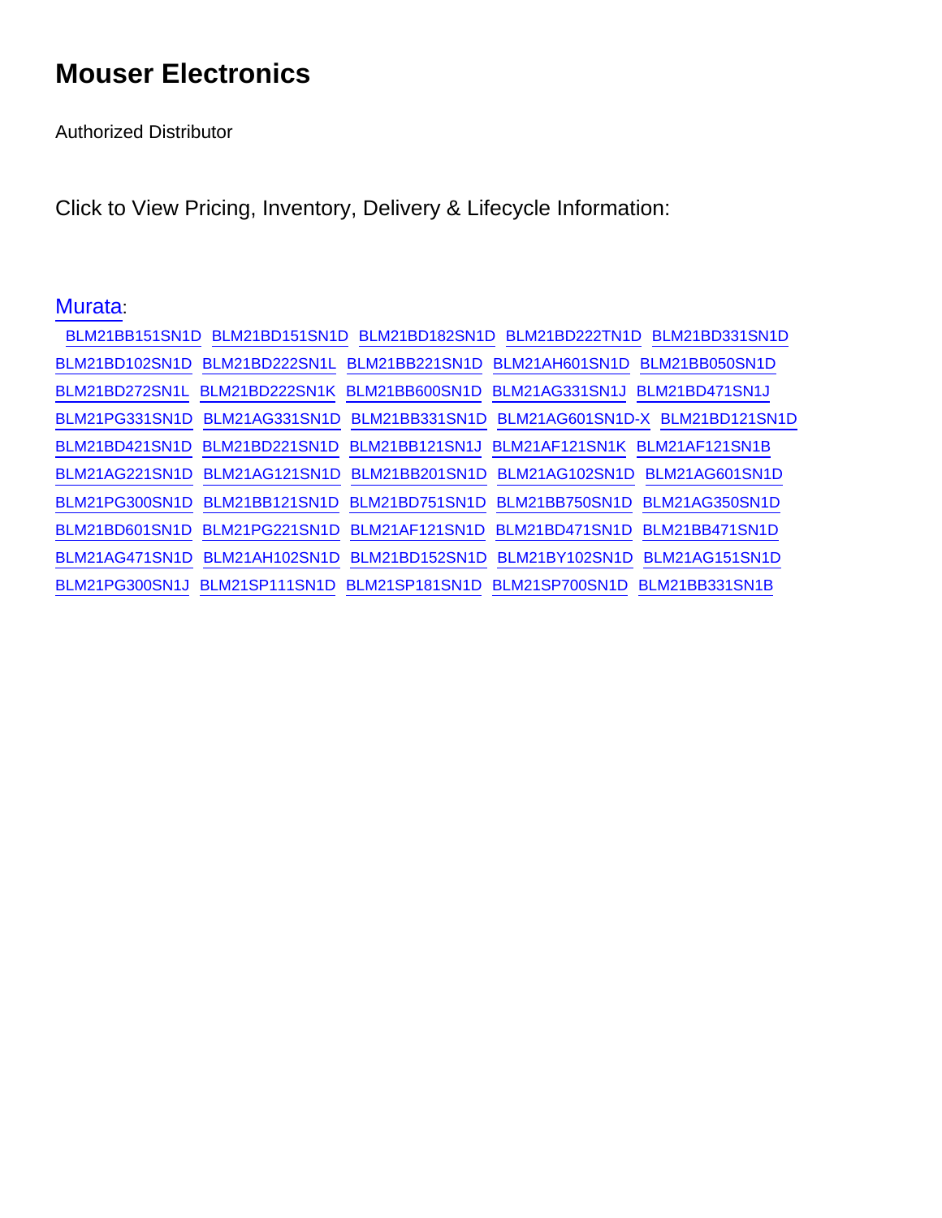# Mouser Electronics

Authorized Distributor

Click to View Pricing, Inventory, Delivery & Lifecycle Information:

Murata:

BLM21BB151SN1D BLM21BD151SN1D BLM21BD182SN1D BLM21BD222TN1D BLM21BD331SN1D BLM21BD102SN1D BLM21BD222SN1L BLM21BB221SN1D BLM21AH601SN1D BLM21BB050SN1D BLM21BD272SN1L BLM21BD222SN1K BLM21BB600SN1D BLM21AG331SN1J BLM21BD471SN1J BLM21PG331SN1D BLM21AG331SN1D BLM21BB331SN1D BLM21AG601SN1D-X BLM21BD121SN1D BLM21BD421SN1D BLM21BD221SN1D BLM21BB121SN1J BLM21AF121SN1K BLM21AF121SN1B BLM21AG221SN1D BLM21AG121SN1D BLM21BB201SN1D BLM21AG102SN1D BLM21AG601SN1D BLM21PG300SN1D BLM21BB121SN1D BLM21BD751SN1D BLM21BB750SN1D BLM21AG350SN1D BLM21BD601SN1D BLM21PG221SN1D BLM21AF121SN1D BLM21BD471SN1D BLM21BB471SN1D BLM21AG471SN1D BLM21AH102SN1D BLM21BD152SN1D BLM21BY102SN1D BLM21AG151SN1D BLM21PG300SN1J BLM21SP111SN1D BLM21SP181SN1D BLM21SP700SN1D BLM21BB331SN1B